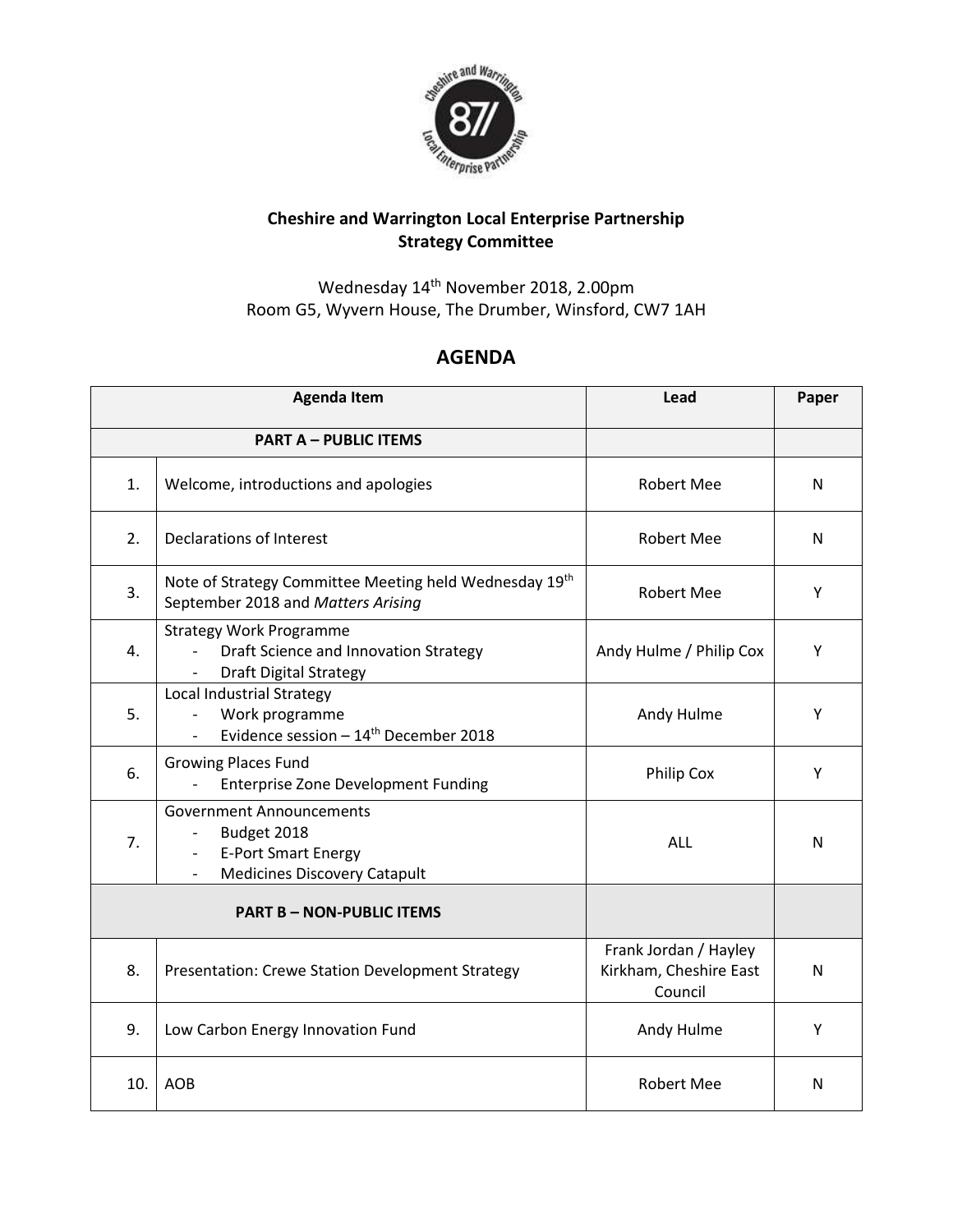**Cheshire and Warrington Local Enterprise Partnership**
**Strategy Committee**

Wednesday 14th November 2018, 2.00pm
Room G5, Wyvern House, The Drumber, Winsford, CW7 1AH

## AGENDA

| | Agenda Item | Lead | Paper |
|---|---|---|---|
| | **PART A – PUBLIC ITEMS** | | |
| 1. | Welcome, introductions and apologies | Robert Mee | N |
| 2. | Declarations of Interest | Robert Mee | N |
| 3. | Note of Strategy Committee Meeting held Wednesday 19th September 2018 and *Matters Arising* | Robert Mee | Y |
| 4. | Strategy Work Programme<br>- Draft Science and Innovation Strategy<br>- Draft Digital Strategy | Andy Hulme / Philip Cox | Y |
| 5. | Local Industrial Strategy<br>- Work programme<br>- Evidence session – 14th December 2018 | Andy Hulme | Y |
| 6. | Growing Places Fund<br>- Enterprise Zone Development Funding | Philip Cox | Y |
| 7. | Government Announcements<br>- Budget 2018<br>- E-Port Smart Energy<br>- Medicines Discovery Catapult | ALL | N |
| | **PART B – NON-PUBLIC ITEMS** | | |
| 8. | Presentation: Crewe Station Development Strategy | Frank Jordan / Hayley Kirkham, Cheshire East Council | N |
| 9. | Low Carbon Energy Innovation Fund | Andy Hulme | Y |
| 10. | AOB | Robert Mee | N |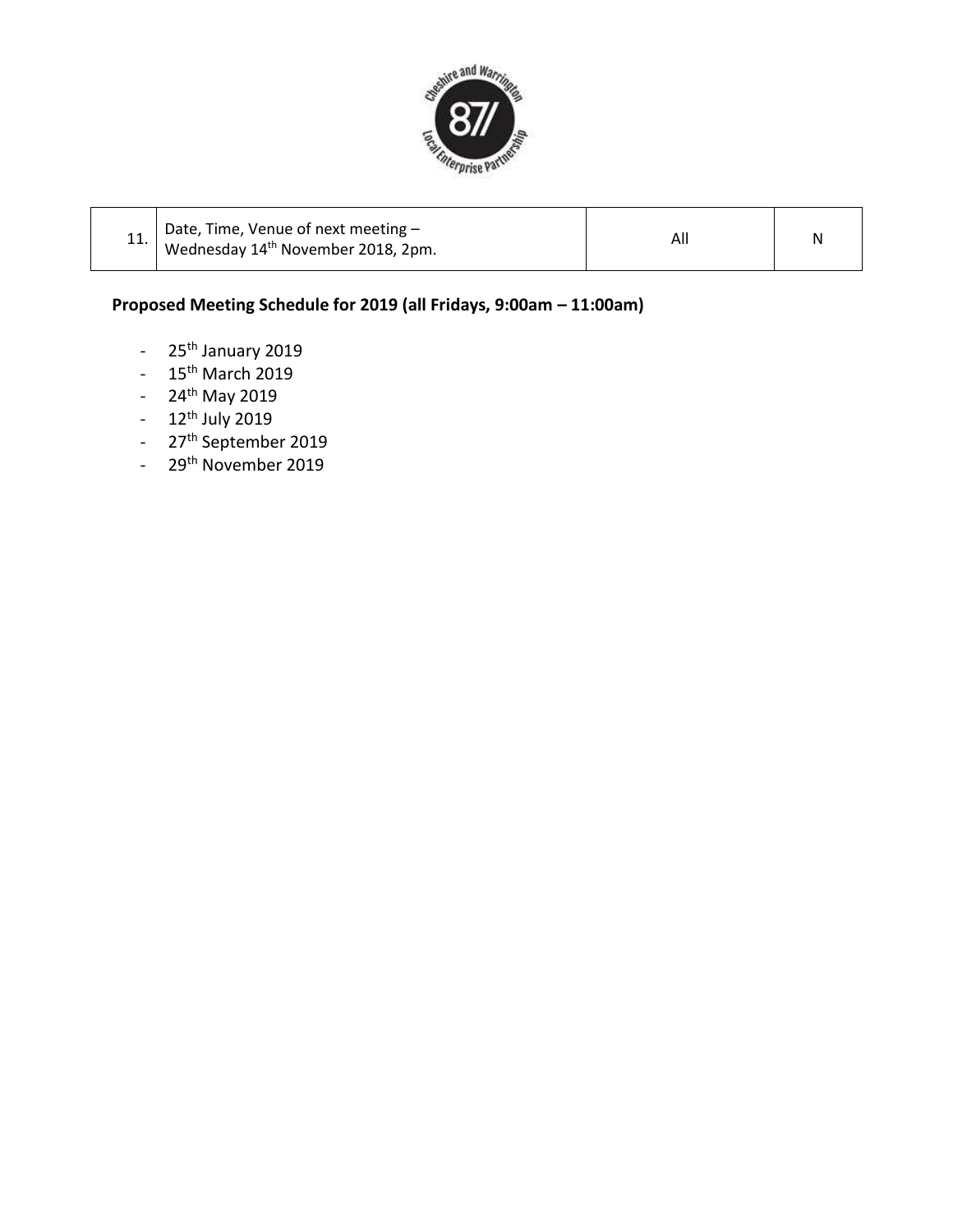| | | | |
|---|---|---|---|
| 11. | Date, Time, Venue of next meeting – Wednesday 14th November 2018, 2pm. | All | N |

**Proposed Meeting Schedule for 2019 (all Fridays, 9:00am – 11:00am)**

- 25th January 2019
- 15th March 2019
- 24th May 2019
- 12th July 2019
- 27th September 2019
- 29th November 2019